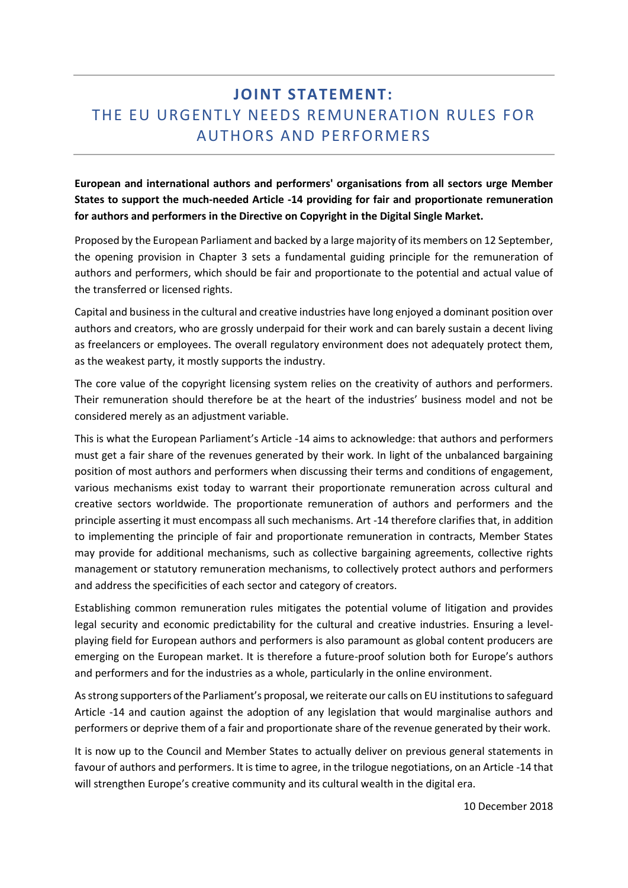# JOINT STATEMENT:
## THE EU URGENTLY NEEDS REMUNERATION RULES FOR AUTHORS AND PERFORMERS

**European and international authors and performers' organisations from all sectors urge Member States to support the much-needed Article -14 providing for fair and proportionate remuneration for authors and performers in the Directive on Copyright in the Digital Single Market.**

Proposed by the European Parliament and backed by a large majority of its members on 12 September, the opening provision in Chapter 3 sets a fundamental guiding principle for the remuneration of authors and performers, which should be fair and proportionate to the potential and actual value of the transferred or licensed rights.

Capital and business in the cultural and creative industries have long enjoyed a dominant position over authors and creators, who are grossly underpaid for their work and can barely sustain a decent living as freelancers or employees. The overall regulatory environment does not adequately protect them, as the weakest party, it mostly supports the industry.

The core value of the copyright licensing system relies on the creativity of authors and performers. Their remuneration should therefore be at the heart of the industries' business model and not be considered merely as an adjustment variable.

This is what the European Parliament's Article -14 aims to acknowledge: that authors and performers must get a fair share of the revenues generated by their work. In light of the unbalanced bargaining position of most authors and performers when discussing their terms and conditions of engagement, various mechanisms exist today to warrant their proportionate remuneration across cultural and creative sectors worldwide. The proportionate remuneration of authors and performers and the principle asserting it must encompass all such mechanisms. Art -14 therefore clarifies that, in addition to implementing the principle of fair and proportionate remuneration in contracts, Member States may provide for additional mechanisms, such as collective bargaining agreements, collective rights management or statutory remuneration mechanisms, to collectively protect authors and performers and address the specificities of each sector and category of creators.

Establishing common remuneration rules mitigates the potential volume of litigation and provides legal security and economic predictability for the cultural and creative industries. Ensuring a level-playing field for European authors and performers is also paramount as global content producers are emerging on the European market. It is therefore a future-proof solution both for Europe's authors and performers and for the industries as a whole, particularly in the online environment.

As strong supporters of the Parliament's proposal, we reiterate our calls on EU institutions to safeguard Article -14 and caution against the adoption of any legislation that would marginalise authors and performers or deprive them of a fair and proportionate share of the revenue generated by their work.

It is now up to the Council and Member States to actually deliver on previous general statements in favour of authors and performers. It is time to agree, in the trilogue negotiations, on an Article -14 that will strengthen Europe's creative community and its cultural wealth in the digital era.

10 December 2018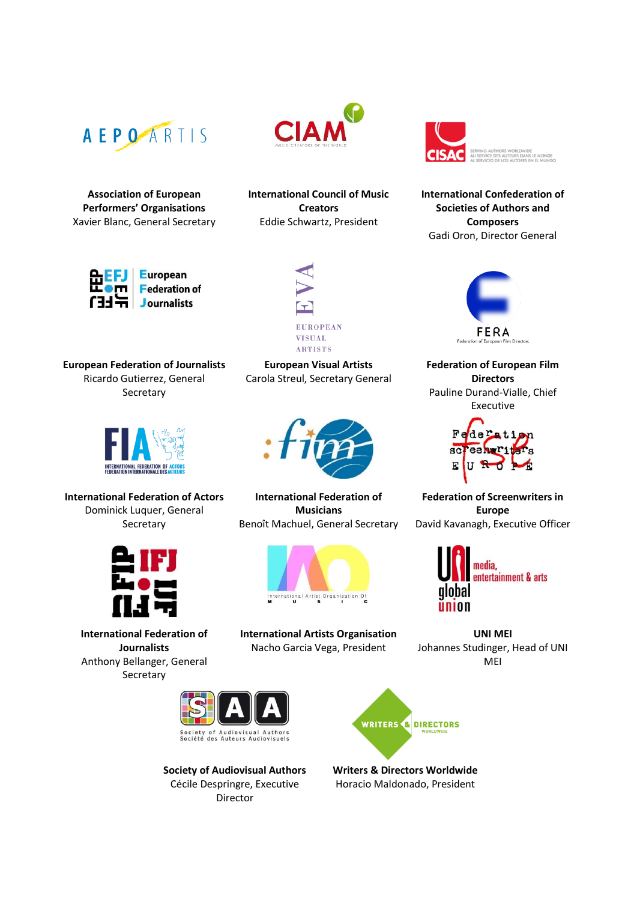**Association of European Performers' Organisations**
Xavier Blanc, General Secretary

**International Council of Music Creators**
Eddie Schwartz, President

**International Confederation of Societies of Authors and Composers**
Gadi Oron, Director General

**European Federation of Journalists**
Ricardo Gutierrez, General Secretary

**European Visual Artists**
Carola Streul, Secretary General

**Federation of European Film Directors**
Pauline Durand-Vialle, Chief Executive

**International Federation of Actors**
Dominick Luquer, General Secretary

**International Federation of Musicians**
Benoît Machuel, General Secretary

**Federation of Screenwriters in Europe**
David Kavanagh, Executive Officer

**International Federation of Journalists**
Anthony Bellanger, General Secretary

**International Artists Organisation**
Nacho Garcia Vega, President

**UNI MEI**
Johannes Studinger, Head of UNI MEI

**Society of Audiovisual Authors**
Cécile Despringre, Executive Director

**Writers & Directors Worldwide**
Horacio Maldonado, President